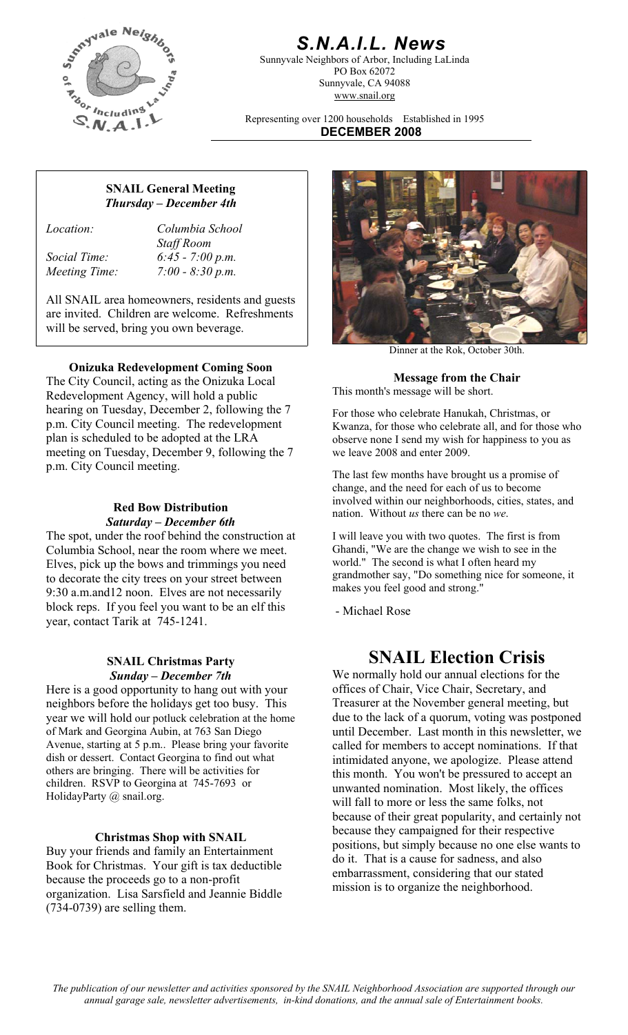# S.N.A.I.L. News

Sunnyvale Neighbors of Arbor, Including LaLinda
PO Box 62072
Sunnyvale, CA 94088
www.snail.org

Representing over 1200 households Established in 1995

**DECEMBER 2008**

**SNAIL General Meeting**
***Thursday – December 4th***

| | |
|---|---|
| *Location:* | *Columbia School Staff Room* |
| *Social Time:* | *6:45 - 7:00 p.m.* |
| *Meeting Time:* | *7:00 - 8:30 p.m.* |

All SNAIL area homeowners, residents and guests are invited. Children are welcome. Refreshments will be served, bring you own beverage.

**Onizuka Redevelopment Coming Soon**

The City Council, acting as the Onizuka Local Redevelopment Agency, will hold a public hearing on Tuesday, December 2, following the 7 p.m. City Council meeting. The redevelopment plan is scheduled to be adopted at the LRA meeting on Tuesday, December 9, following the 7 p.m. City Council meeting.

**Red Bow Distribution**
***Saturday – December 6th***

The spot, under the roof behind the construction at Columbia School, near the room where we meet. Elves, pick up the bows and trimmings you need to decorate the city trees on your street between 9:30 a.m.and12 noon. Elves are not necessarily block reps. If you feel you want to be an elf this year, contact Tarik at 745-1241.

**SNAIL Christmas Party**
***Sunday – December 7th***

Here is a good opportunity to hang out with your neighbors before the holidays get too busy. This year we will hold our potluck celebration at the home of Mark and Georgina Aubin, at 763 San Diego Avenue, starting at 5 p.m.. Please bring your favorite dish or dessert. Contact Georgina to find out what others are bringing. There will be activities for children. RSVP to Georgina at 745-7693 or HolidayParty @ snail.org.

**Christmas Shop with SNAIL**

Buy your friends and family an Entertainment Book for Christmas. Your gift is tax deductible because the proceeds go to a non-profit organization. Lisa Sarsfield and Jeannie Biddle (734-0739) are selling them.

Dinner at the Rok, October 30th.

**Message from the Chair**

This month's message will be short.

For those who celebrate Hanukah, Christmas, or Kwanza, for those who celebrate all, and for those who observe none I send my wish for happiness to you as we leave 2008 and enter 2009.

The last few months have brought us a promise of change, and the need for each of us to become involved within our neighborhoods, cities, states, and nation. Without *us* there can be no *we*.

I will leave you with two quotes. The first is from Ghandi, "We are the change we wish to see in the world." The second is what I often heard my grandmother say, "Do something nice for someone, it makes you feel good and strong."

- Michael Rose

## SNAIL Election Crisis

We normally hold our annual elections for the offices of Chair, Vice Chair, Secretary, and Treasurer at the November general meeting, but due to the lack of a quorum, voting was postponed until December. Last month in this newsletter, we called for members to accept nominations. If that intimidated anyone, we apologize. Please attend this month. You won't be pressured to accept an unwanted nomination. Most likely, the offices will fall to more or less the same folks, not because of their great popularity, and certainly not because they campaigned for their respective positions, but simply because no one else wants to do it. That is a cause for sadness, and also embarrassment, considering that our stated mission is to organize the neighborhood.

*The publication of our newsletter and activities sponsored by the SNAIL Neighborhood Association are supported through our annual garage sale, newsletter advertisements, in-kind donations, and the annual sale of Entertainment books.*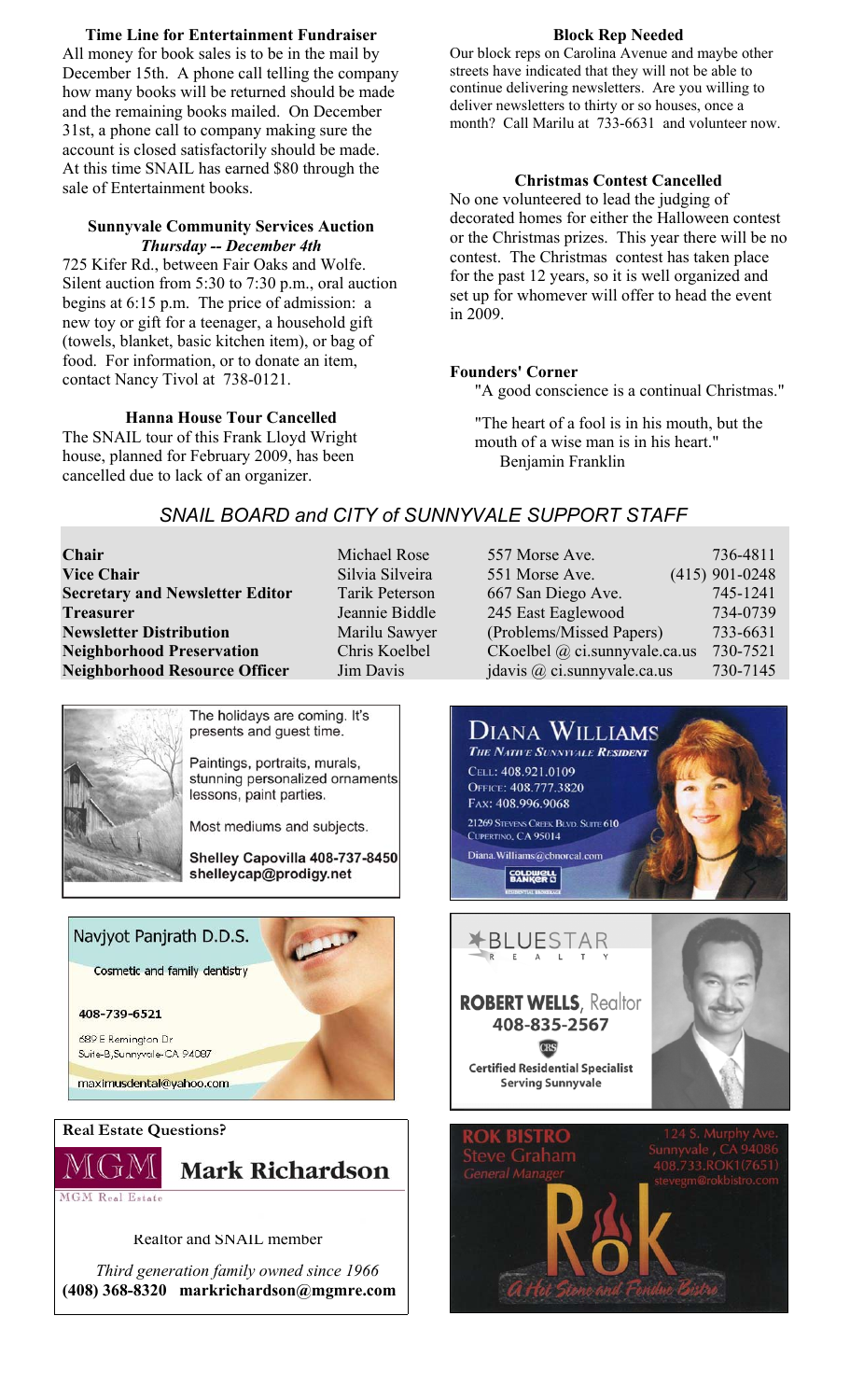### Time Line for Entertainment Fundraiser

All money for book sales is to be in the mail by December 15th. A phone call telling the company how many books will be returned should be made and the remaining books mailed. On December 31st, a phone call to company making sure the account is closed satisfactorily should be made. At this time SNAIL has earned $80 through the sale of Entertainment books.

### Sunnyvale Community Services Auction
***Thursday -- December 4th***

725 Kifer Rd., between Fair Oaks and Wolfe. Silent auction from 5:30 to 7:30 p.m., oral auction begins at 6:15 p.m. The price of admission: a new toy or gift for a teenager, a household gift (towels, blanket, basic kitchen item), or bag of food. For information, or to donate an item, contact Nancy Tivol at 738-0121.

### Hanna House Tour Cancelled

The SNAIL tour of this Frank Lloyd Wright house, planned for February 2009, has been cancelled due to lack of an organizer.

### Block Rep Needed

Our block reps on Carolina Avenue and maybe other streets have indicated that they will not be able to continue delivering newsletters. Are you willing to deliver newsletters to thirty or so houses, once a month? Call Marilu at 733-6631 and volunteer now.

### Christmas Contest Cancelled

No one volunteered to lead the judging of decorated homes for either the Halloween contest or the Christmas prizes. This year there will be no contest. The Christmas contest has taken place for the past 12 years, so it is well organized and set up for whomever will offer to head the event in 2009.

### Founders' Corner

"A good conscience is a continual Christmas."

"The heart of a fool is in his mouth, but the mouth of a wise man is in his heart."
Benjamin Franklin

## *SNAIL BOARD and CITY of SUNNYVALE SUPPORT STAFF*

| | | | |
|---|---|---|---|
| **Chair** | Michael Rose | 557 Morse Ave. | 736-4811 |
| **Vice Chair** | Silvia Silveira | 551 Morse Ave. | (415) 901-0248 |
| **Secretary and Newsletter Editor** | Tarik Peterson | 667 San Diego Ave. | 745-1241 |
| **Treasurer** | Jeannie Biddle | 245 East Eaglewood | 734-0739 |
| **Newsletter Distribution** | Marilu Sawyer | (Problems/Missed Papers) | 733-6631 |
| **Neighborhood Preservation** | Chris Koelbel | CKoelbel @ ci.sunnyvale.ca.us | 730-7521 |
| **Neighborhood Resource Officer** | Jim Davis | jdavis @ ci.sunnyvale.ca.us | 730-7145 |

The holidays are coming. It's presents and guest time.

Paintings, portraits, murals, stunning personalized ornaments lessons, paint parties.

Most mediums and subjects.

**Shelley Capovilla 408-737-8450**
**shelleycap@prodigy.net**

Diana Williams
*The Native Sunnyvale Resident*
Cell: 408.921.0109
Office: 408.777.3820
Fax: 408.996.9068
21269 Stevens Creek Blvd. Suite 610
Cupertino, CA 95014
Diana.Williams@cbnorcal.com
Coldwell Banker

Navjyot Panjrath D.D.S.
Cosmetic and family dentistry
408-739-6521
682 E Remington Dr
Suite-B, Sunnyvale CA 94087
maximusdental@yahoo.com

BLUESTAR REALTY
**ROBERT WELLS**, Realtor
**408-835-2567**
CRS
**Certified Residential Specialist**
**Serving Sunnyvale**

**Real Estate Questions?**
MGM **Mark Richardson**
MGM Real Estate
Realtor and SNAIL member
*Third generation family owned since 1966*
**(408) 368-8320 markrichardson@mgmre.com**

ROK BISTRO
Steve Graham
General Manager
124 S. Murphy Ave.
Sunnyvale, CA 94086
408.733.ROK1(7651)
stevegm@rokbistro.com
Rok
A Hot Stone and Fondue Bistro